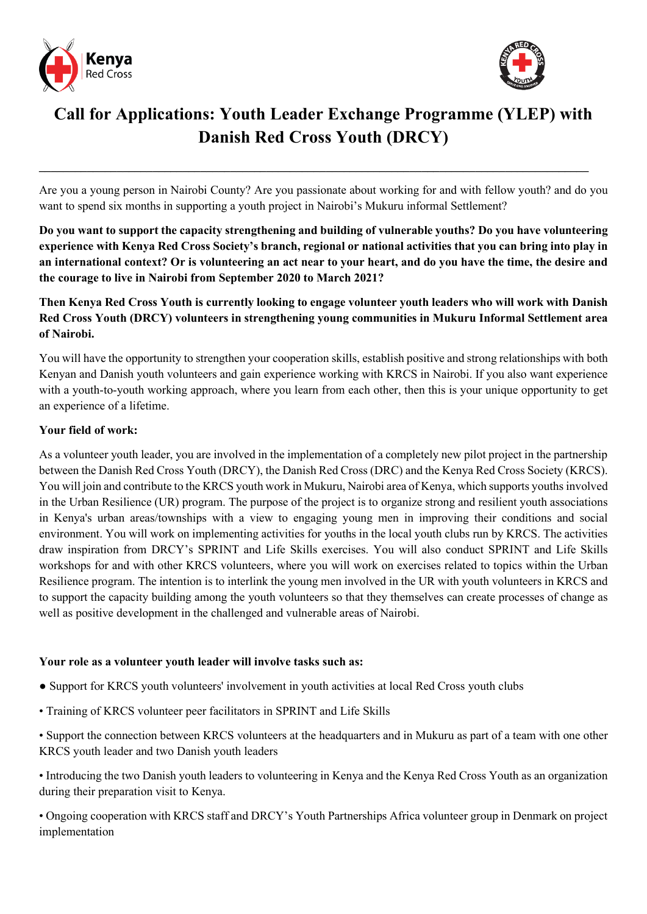# Call for Applications: Youth Leader Exchange Programme (YLEP) with Danish Red Cross Youth (DRCY)

---

Are you a young person in Nairobi County? Are you passionate about working for and with fellow youth? and do you want to spend six months in supporting a youth project in Nairobi's Mukuru informal Settlement?

**Do you want to support the capacity strengthening and building of vulnerable youths? Do you have volunteering experience with Kenya Red Cross Society's branch, regional or national activities that you can bring into play in an international context? Or is volunteering an act near to your heart, and do you have the time, the desire and the courage to live in Nairobi from September 2020 to March 2021?**

**Then Kenya Red Cross Youth is currently looking to engage volunteer youth leaders who will work with Danish Red Cross Youth (DRCY) volunteers in strengthening young communities in Mukuru Informal Settlement area of Nairobi.**

You will have the opportunity to strengthen your cooperation skills, establish positive and strong relationships with both Kenyan and Danish youth volunteers and gain experience working with KRCS in Nairobi. If you also want experience with a youth-to-youth working approach, where you learn from each other, then this is your unique opportunity to get an experience of a lifetime.

**Your field of work:**

As a volunteer youth leader, you are involved in the implementation of a completely new pilot project in the partnership between the Danish Red Cross Youth (DRCY), the Danish Red Cross (DRC) and the Kenya Red Cross Society (KRCS). You will join and contribute to the KRCS youth work in Mukuru, Nairobi area of Kenya, which supports youths involved in the Urban Resilience (UR) program. The purpose of the project is to organize strong and resilient youth associations in Kenya's urban areas/townships with a view to engaging young men in improving their conditions and social environment. You will work on implementing activities for youths in the local youth clubs run by KRCS. The activities draw inspiration from DRCY's SPRINT and Life Skills exercises. You will also conduct SPRINT and Life Skills workshops for and with other KRCS volunteers, where you will work on exercises related to topics within the Urban Resilience program. The intention is to interlink the young men involved in the UR with youth volunteers in KRCS and to support the capacity building among the youth volunteers so that they themselves can create processes of change as well as positive development in the challenged and vulnerable areas of Nairobi.

**Your role as a volunteer youth leader will involve tasks such as:**

- Support for KRCS youth volunteers' involvement in youth activities at local Red Cross youth clubs
- Training of KRCS volunteer peer facilitators in SPRINT and Life Skills
- Support the connection between KRCS volunteers at the headquarters and in Mukuru as part of a team with one other KRCS youth leader and two Danish youth leaders
- Introducing the two Danish youth leaders to volunteering in Kenya and the Kenya Red Cross Youth as an organization during their preparation visit to Kenya.
- Ongoing cooperation with KRCS staff and DRCY's Youth Partnerships Africa volunteer group in Denmark on project implementation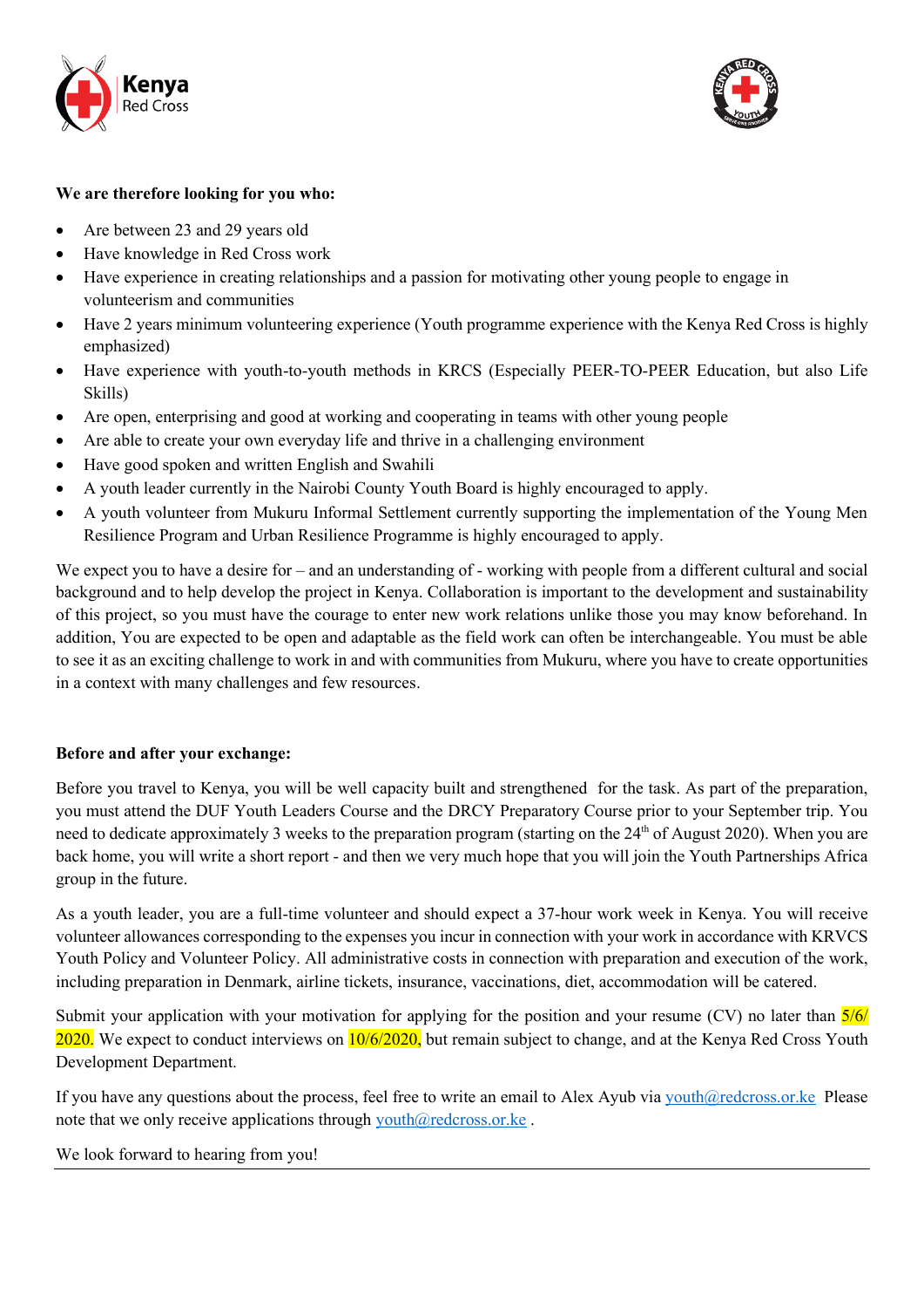**We are therefore looking for you who:**

- Are between 23 and 29 years old
- Have knowledge in Red Cross work
- Have experience in creating relationships and a passion for motivating other young people to engage in volunteerism and communities
- Have 2 years minimum volunteering experience (Youth programme experience with the Kenya Red Cross is highly emphasized)
- Have experience with youth-to-youth methods in KRCS (Especially PEER-TO-PEER Education, but also Life Skills)
- Are open, enterprising and good at working and cooperating in teams with other young people
- Are able to create your own everyday life and thrive in a challenging environment
- Have good spoken and written English and Swahili
- A youth leader currently in the Nairobi County Youth Board is highly encouraged to apply.
- A youth volunteer from Mukuru Informal Settlement currently supporting the implementation of the Young Men Resilience Program and Urban Resilience Programme is highly encouraged to apply.

We expect you to have a desire for – and an understanding of - working with people from a different cultural and social background and to help develop the project in Kenya. Collaboration is important to the development and sustainability of this project, so you must have the courage to enter new work relations unlike those you may know beforehand. In addition, You are expected to be open and adaptable as the field work can often be interchangeable. You must be able to see it as an exciting challenge to work in and with communities from Mukuru, where you have to create opportunities in a context with many challenges and few resources.

**Before and after your exchange:**

Before you travel to Kenya, you will be well capacity built and strengthened for the task. As part of the preparation, you must attend the DUF Youth Leaders Course and the DRCY Preparatory Course prior to your September trip. You need to dedicate approximately 3 weeks to the preparation program (starting on the 24th of August 2020). When you are back home, you will write a short report - and then we very much hope that you will join the Youth Partnerships Africa group in the future.

As a youth leader, you are a full-time volunteer and should expect a 37-hour work week in Kenya. You will receive volunteer allowances corresponding to the expenses you incur in connection with your work in accordance with KRVCS Youth Policy and Volunteer Policy. All administrative costs in connection with preparation and execution of the work, including preparation in Denmark, airline tickets, insurance, vaccinations, diet, accommodation will be catered.

Submit your application with your motivation for applying for the position and your resume (CV) no later than 5/6/2020. We expect to conduct interviews on 10/6/2020, but remain subject to change, and at the Kenya Red Cross Youth Development Department.

If you have any questions about the process, feel free to write an email to Alex Ayub via youth@redcross.or.ke Please note that we only receive applications through youth@redcross.or.ke .

We look forward to hearing from you!